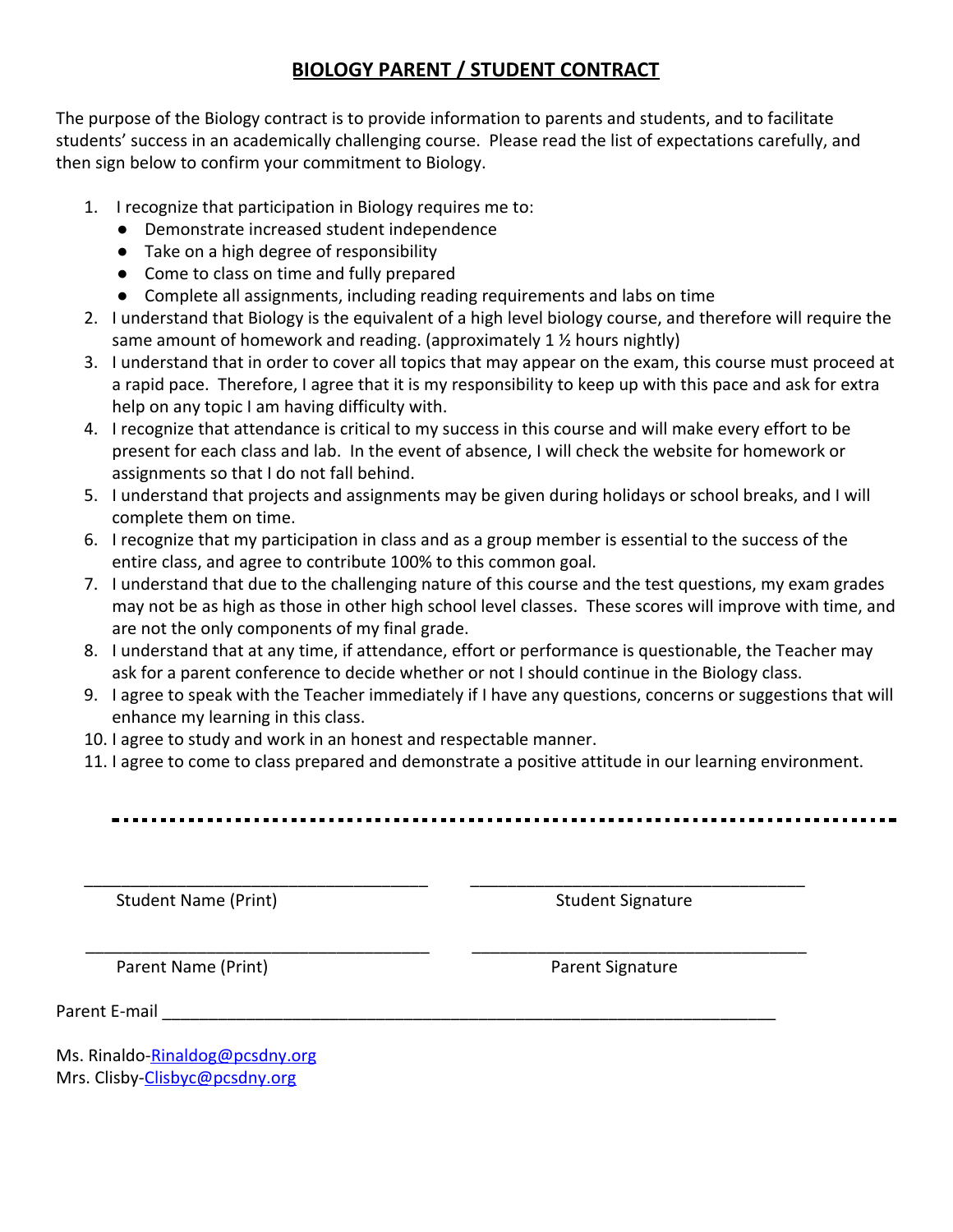# BIOLOGY PARENT / STUDENT CONTRACT

The purpose of the Biology contract is to provide information to parents and students, and to facilitate students' success in an academically challenging course. Please read the list of expectations carefully, and then sign below to confirm your commitment to Biology.

1. I recognize that participation in Biology requires me to:
   - Demonstrate increased student independence
   - Take on a high degree of responsibility
   - Come to class on time and fully prepared
   - Complete all assignments, including reading requirements and labs on time
2. I understand that Biology is the equivalent of a high level biology course, and therefore will require the same amount of homework and reading. (approximately 1 ½ hours nightly)
3. I understand that in order to cover all topics that may appear on the exam, this course must proceed at a rapid pace. Therefore, I agree that it is my responsibility to keep up with this pace and ask for extra help on any topic I am having difficulty with.
4. I recognize that attendance is critical to my success in this course and will make every effort to be present for each class and lab. In the event of absence, I will check the website for homework or assignments so that I do not fall behind.
5. I understand that projects and assignments may be given during holidays or school breaks, and I will complete them on time.
6. I recognize that my participation in class and as a group member is essential to the success of the entire class, and agree to contribute 100% to this common goal.
7. I understand that due to the challenging nature of this course and the test questions, my exam grades may not be as high as those in other high school level classes. These scores will improve with time, and are not the only components of my final grade.
8. I understand that at any time, if attendance, effort or performance is questionable, the Teacher may ask for a parent conference to decide whether or not I should continue in the Biology class.
9. I agree to speak with the Teacher immediately if I have any questions, concerns or suggestions that will enhance my learning in this class.
10. I agree to study and work in an honest and respectable manner.
11. I agree to come to class prepared and demonstrate a positive attitude in our learning environment.

---

| | |
|---|---|
| ______________________________ | ______________________________ |
| Student Name (Print) | Student Signature |
| ______________________________ | ______________________________ |
| Parent Name (Print) | Parent Signature |

Parent E-mail ____________________________________________________________

Ms. Rinaldo-Rinaldog@pcsdny.org
Mrs. Clisby-Clisbyc@pcsdny.org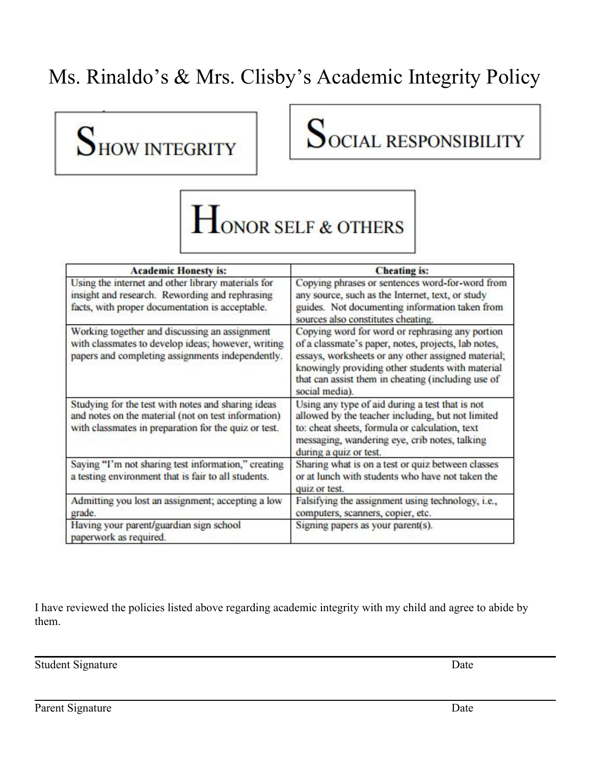# Ms. Rinaldo's & Mrs. Clisby's Academic Integrity Policy

**SHOW INTEGRITY**

**SOCIAL RESPONSIBILITY**

**HONOR SELF & OTHERS**

| Academic Honesty is: | Cheating is: |
|---|---|
| Using the internet and other library materials for insight and research. Rewording and rephrasing facts, with proper documentation is acceptable. | Copying phrases or sentences word-for-word from any source, such as the Internet, text, or study guides. Not documenting information taken from sources also constitutes cheating. |
| Working together and discussing an assignment with classmates to develop ideas; however, writing papers and completing assignments independently. | Copying word for word or rephrasing any portion of a classmate's paper, notes, projects, lab notes, essays, worksheets or any other assigned material; knowingly providing other students with material that can assist them in cheating (including use of social media). |
| Studying for the test with notes and sharing ideas and notes on the material (not on test information) with classmates in preparation for the quiz or test. | Using any type of aid during a test that is not allowed by the teacher including, but not limited to: cheat sheets, formula or calculation, text messaging, wandering eye, crib notes, talking during a quiz or test. |
| Saying "I'm not sharing test information," creating a testing environment that is fair to all students. | Sharing what is on a test or quiz between classes or at lunch with students who have not taken the quiz or test. |
| Admitting you lost an assignment; accepting a low grade. | Falsifying the assignment using technology, i.e., computers, scanners, copier, etc. |
| Having your parent/guardian sign school paperwork as required. | Signing papers as your parent(s). |

I have reviewed the policies listed above regarding academic integrity with my child and agree to abide by them.

Student Signature ____________________ Date __________

Parent Signature ____________________ Date __________